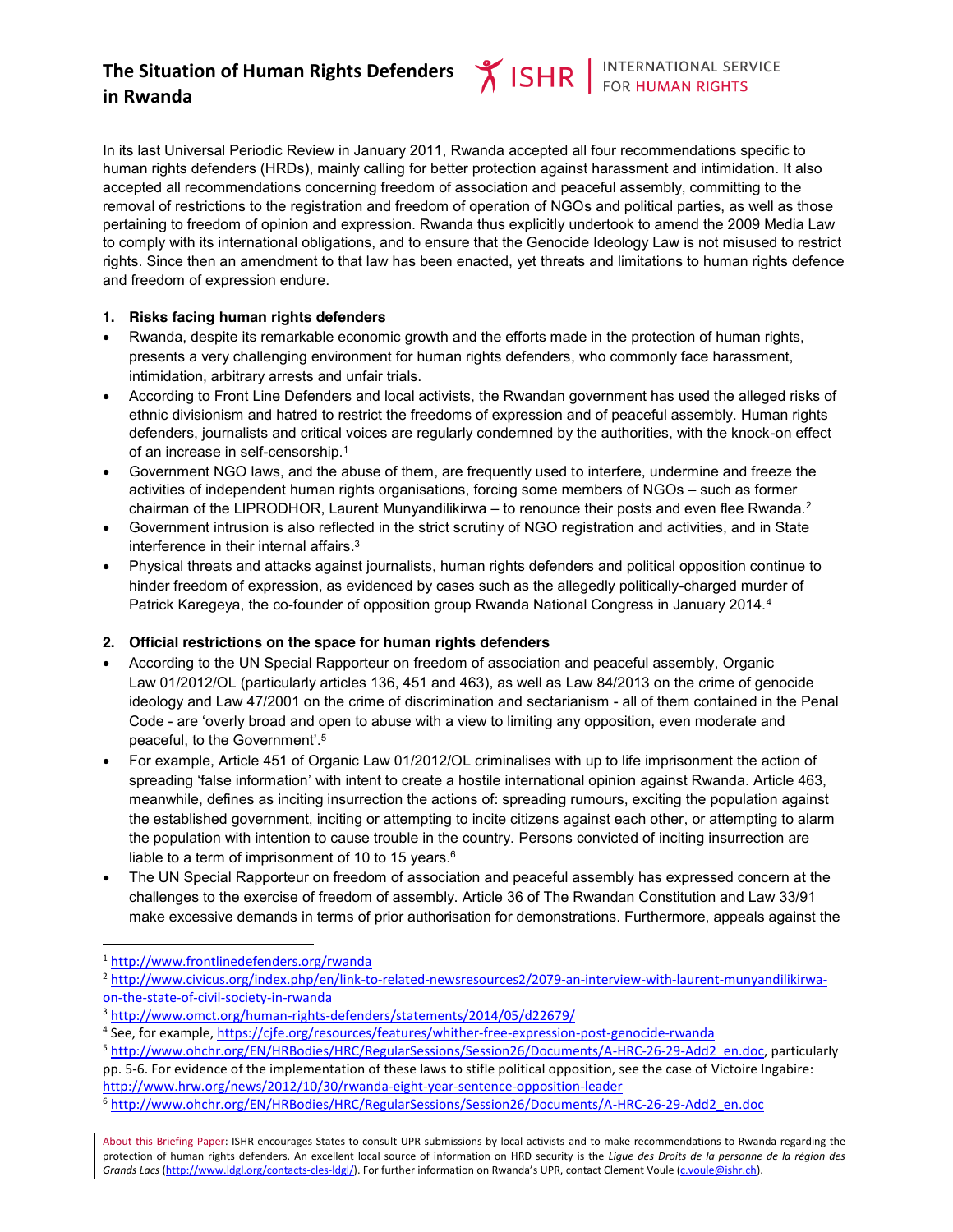# The Situation of Human Rights Defenders in Rwanda

ISHR | INTERNATIONAL SERVICE FOR HUMAN RIGHTS

In its last Universal Periodic Review in January 2011, Rwanda accepted all four recommendations specific to human rights defenders (HRDs), mainly calling for better protection against harassment and intimidation. It also accepted all recommendations concerning freedom of association and peaceful assembly, committing to the removal of restrictions to the registration and freedom of operation of NGOs and political parties, as well as those pertaining to freedom of opinion and expression. Rwanda thus explicitly undertook to amend the 2009 Media Law to comply with its international obligations, and to ensure that the Genocide Ideology Law is not misused to restrict rights. Since then an amendment to that law has been enacted, yet threats and limitations to human rights defence and freedom of expression endure.

## 1. Risks facing human rights defenders

- Rwanda, despite its remarkable economic growth and the efforts made in the protection of human rights, presents a very challenging environment for human rights defenders, who commonly face harassment, intimidation, arbitrary arrests and unfair trials.
- According to Front Line Defenders and local activists, the Rwandan government has used the alleged risks of ethnic divisionism and hatred to restrict the freedoms of expression and of peaceful assembly. Human rights defenders, journalists and critical voices are regularly condemned by the authorities, with the knock-on effect of an increase in self-censorship.[1]
- Government NGO laws, and the abuse of them, are frequently used to interfere, undermine and freeze the activities of independent human rights organisations, forcing some members of NGOs – such as former chairman of the LIPRODHOR, Laurent Munyandilikirwa – to renounce their posts and even flee Rwanda.[2]
- Government intrusion is also reflected in the strict scrutiny of NGO registration and activities, and in State interference in their internal affairs.[3]
- Physical threats and attacks against journalists, human rights defenders and political opposition continue to hinder freedom of expression, as evidenced by cases such as the allegedly politically-charged murder of Patrick Karegeya, the co-founder of opposition group Rwanda National Congress in January 2014.[4]

## 2. Official restrictions on the space for human rights defenders

- According to the UN Special Rapporteur on freedom of association and peaceful assembly, Organic Law 01/2012/OL (particularly articles 136, 451 and 463), as well as Law 84/2013 on the crime of genocide ideology and Law 47/2001 on the crime of discrimination and sectarianism - all of them contained in the Penal Code - are 'overly broad and open to abuse with a view to limiting any opposition, even moderate and peaceful, to the Government'.[5]
- For example, Article 451 of Organic Law 01/2012/OL criminalises with up to life imprisonment the action of spreading 'false information' with intent to create a hostile international opinion against Rwanda. Article 463, meanwhile, defines as inciting insurrection the actions of: spreading rumours, exciting the population against the established government, inciting or attempting to incite citizens against each other, or attempting to alarm the population with intention to cause trouble in the country. Persons convicted of inciting insurrection are liable to a term of imprisonment of 10 to 15 years.[6]
- The UN Special Rapporteur on freedom of association and peaceful assembly has expressed concern at the challenges to the exercise of freedom of assembly. Article 36 of The Rwandan Constitution and Law 33/91 make excessive demands in terms of prior authorisation for demonstrations. Furthermore, appeals against the

---

[1] http://www.frontlinedefenders.org/rwanda

[2] http://www.civicus.org/index.php/en/link-to-related-newsresources2/2079-an-interview-with-laurent-munyandilikirwa-on-the-state-of-civil-society-in-rwanda

[3] http://www.omct.org/human-rights-defenders/statements/2014/05/d22679/

[4] See, for example, https://cjfe.org/resources/features/whither-free-expression-post-genocide-rwanda

[5] http://www.ohchr.org/EN/HRBodies/HRC/RegularSessions/Session26/Documents/A-HRC-26-29-Add2_en.doc, particularly pp. 5-6. For evidence of the implementation of these laws to stifle political opposition, see the case of Victoire Ingabire: http://www.hrw.org/news/2012/10/30/rwanda-eight-year-sentence-opposition-leader

[6] http://www.ohchr.org/EN/HRBodies/HRC/RegularSessions/Session26/Documents/A-HRC-26-29-Add2_en.doc

About this Briefing Paper: ISHR encourages States to consult UPR submissions by local activists and to make recommendations to Rwanda regarding the protection of human rights defenders. An excellent local source of information on HRD security is the *Ligue des Droits de la personne de la région des Grands Lacs* (http://www.ldgl.org/contacts-cles-ldgl/). For further information on Rwanda's UPR, contact Clement Voule (c.voule@ishr.ch).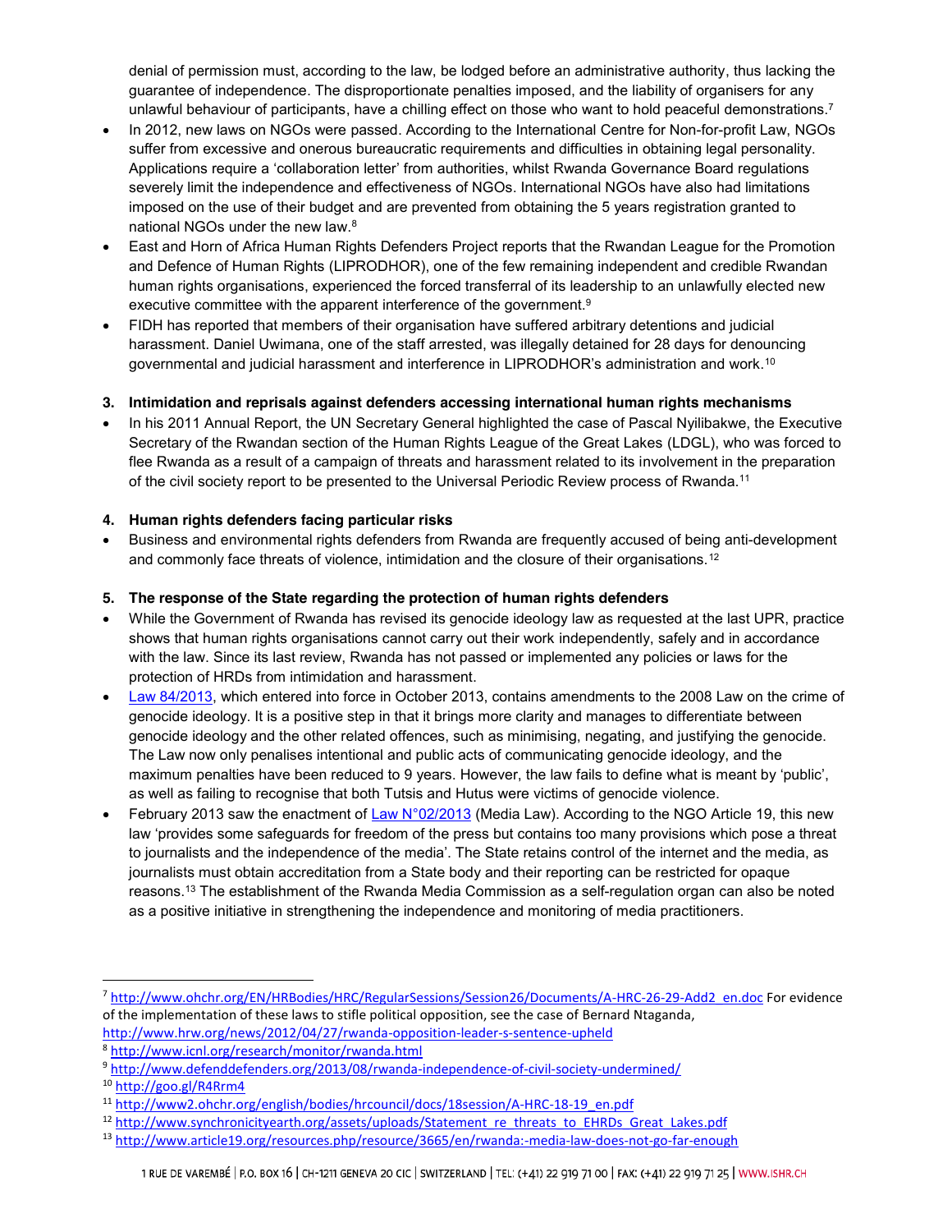denial of permission must, according to the law, be lodged before an administrative authority, thus lacking the guarantee of independence. The disproportionate penalties imposed, and the liability of organisers for any unlawful behaviour of participants, have a chilling effect on those who want to hold peaceful demonstrations.[7]

- In 2012, new laws on NGOs were passed. According to the International Centre for Non-for-profit Law, NGOs suffer from excessive and onerous bureaucratic requirements and difficulties in obtaining legal personality. Applications require a 'collaboration letter' from authorities, whilst Rwanda Governance Board regulations severely limit the independence and effectiveness of NGOs. International NGOs have also had limitations imposed on the use of their budget and are prevented from obtaining the 5 years registration granted to national NGOs under the new law.[8]
- East and Horn of Africa Human Rights Defenders Project reports that the Rwandan League for the Promotion and Defence of Human Rights (LIPRODHOR), one of the few remaining independent and credible Rwandan human rights organisations, experienced the forced transferral of its leadership to an unlawfully elected new executive committee with the apparent interference of the government.[9]
- FIDH has reported that members of their organisation have suffered arbitrary detentions and judicial harassment. Daniel Uwimana, one of the staff arrested, was illegally detained for 28 days for denouncing governmental and judicial harassment and interference in LIPRODHOR's administration and work.[10]

**3. Intimidation and reprisals against defenders accessing international human rights mechanisms**

- In his 2011 Annual Report, the UN Secretary General highlighted the case of Pascal Nyilibakwe, the Executive Secretary of the Rwandan section of the Human Rights League of the Great Lakes (LDGL), who was forced to flee Rwanda as a result of a campaign of threats and harassment related to its involvement in the preparation of the civil society report to be presented to the Universal Periodic Review process of Rwanda.[11]

**4. Human rights defenders facing particular risks**

- Business and environmental rights defenders from Rwanda are frequently accused of being anti-development and commonly face threats of violence, intimidation and the closure of their organisations.[12]

**5. The response of the State regarding the protection of human rights defenders**

- While the Government of Rwanda has revised its genocide ideology law as requested at the last UPR, practice shows that human rights organisations cannot carry out their work independently, safely and in accordance with the law. Since its last review, Rwanda has not passed or implemented any policies or laws for the protection of HRDs from intimidation and harassment.
- Law 84/2013, which entered into force in October 2013, contains amendments to the 2008 Law on the crime of genocide ideology. It is a positive step in that it brings more clarity and manages to differentiate between genocide ideology and the other related offences, such as minimising, negating, and justifying the genocide. The Law now only penalises intentional and public acts of communicating genocide ideology, and the maximum penalties have been reduced to 9 years. However, the law fails to define what is meant by 'public', as well as failing to recognise that both Tutsis and Hutus were victims of genocide violence.
- February 2013 saw the enactment of Law N°02/2013 (Media Law). According to the NGO Article 19, this new law 'provides some safeguards for freedom of the press but contains too many provisions which pose a threat to journalists and the independence of the media'. The State retains control of the internet and the media, as journalists must obtain accreditation from a State body and their reporting can be restricted for opaque reasons.[13] The establishment of the Rwanda Media Commission as a self-regulation organ can also be noted as a positive initiative in strengthening the independence and monitoring of media practitioners.

---

[7] http://www.ohchr.org/EN/HRBodies/HRC/RegularSessions/Session26/Documents/A-HRC-26-29-Add2_en.doc For evidence of the implementation of these laws to stifle political opposition, see the case of Bernard Ntaganda, http://www.hrw.org/news/2012/04/27/rwanda-opposition-leader-s-sentence-upheld

[8] http://www.icnl.org/research/monitor/rwanda.html

[9] http://www.defenddefenders.org/2013/08/rwanda-independence-of-civil-society-undermined/

[10] http://goo.gl/R4Rrm4

[11] http://www2.ohchr.org/english/bodies/hrcouncil/docs/18session/A-HRC-18-19_en.pdf

[12] http://www.synchronicityearth.org/assets/uploads/Statement_re_threats_to_EHRDs_Great_Lakes.pdf

[13] http://www.article19.org/resources.php/resource/3665/en/rwanda:-media-law-does-not-go-far-enough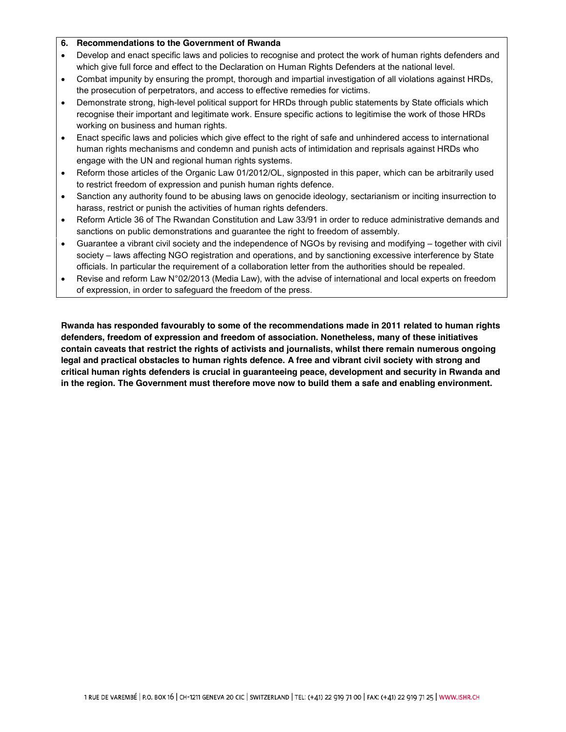## 6. Recommendations to the Government of Rwanda

- Develop and enact specific laws and policies to recognise and protect the work of human rights defenders and which give full force and effect to the Declaration on Human Rights Defenders at the national level.
- Combat impunity by ensuring the prompt, thorough and impartial investigation of all violations against HRDs, the prosecution of perpetrators, and access to effective remedies for victims.
- Demonstrate strong, high-level political support for HRDs through public statements by State officials which recognise their important and legitimate work. Ensure specific actions to legitimise the work of those HRDs working on business and human rights.
- Enact specific laws and policies which give effect to the right of safe and unhindered access to international human rights mechanisms and condemn and punish acts of intimidation and reprisals against HRDs who engage with the UN and regional human rights systems.
- Reform those articles of the Organic Law 01/2012/OL, signposted in this paper, which can be arbitrarily used to restrict freedom of expression and punish human rights defence.
- Sanction any authority found to be abusing laws on genocide ideology, sectarianism or inciting insurrection to harass, restrict or punish the activities of human rights defenders.
- Reform Article 36 of The Rwandan Constitution and Law 33/91 in order to reduce administrative demands and sanctions on public demonstrations and guarantee the right to freedom of assembly.
- Guarantee a vibrant civil society and the independence of NGOs by revising and modifying – together with civil society – laws affecting NGO registration and operations, and by sanctioning excessive interference by State officials. In particular the requirement of a collaboration letter from the authorities should be repealed.
- Revise and reform Law N°02/2013 (Media Law), with the advise of international and local experts on freedom of expression, in order to safeguard the freedom of the press.

**Rwanda has responded favourably to some of the recommendations made in 2011 related to human rights defenders, freedom of expression and freedom of association. Nonetheless, many of these initiatives contain caveats that restrict the rights of activists and journalists, whilst there remain numerous ongoing legal and practical obstacles to human rights defence. A free and vibrant civil society with strong and critical human rights defenders is crucial in guaranteeing peace, development and security in Rwanda and in the region. The Government must therefore move now to build them a safe and enabling environment.**